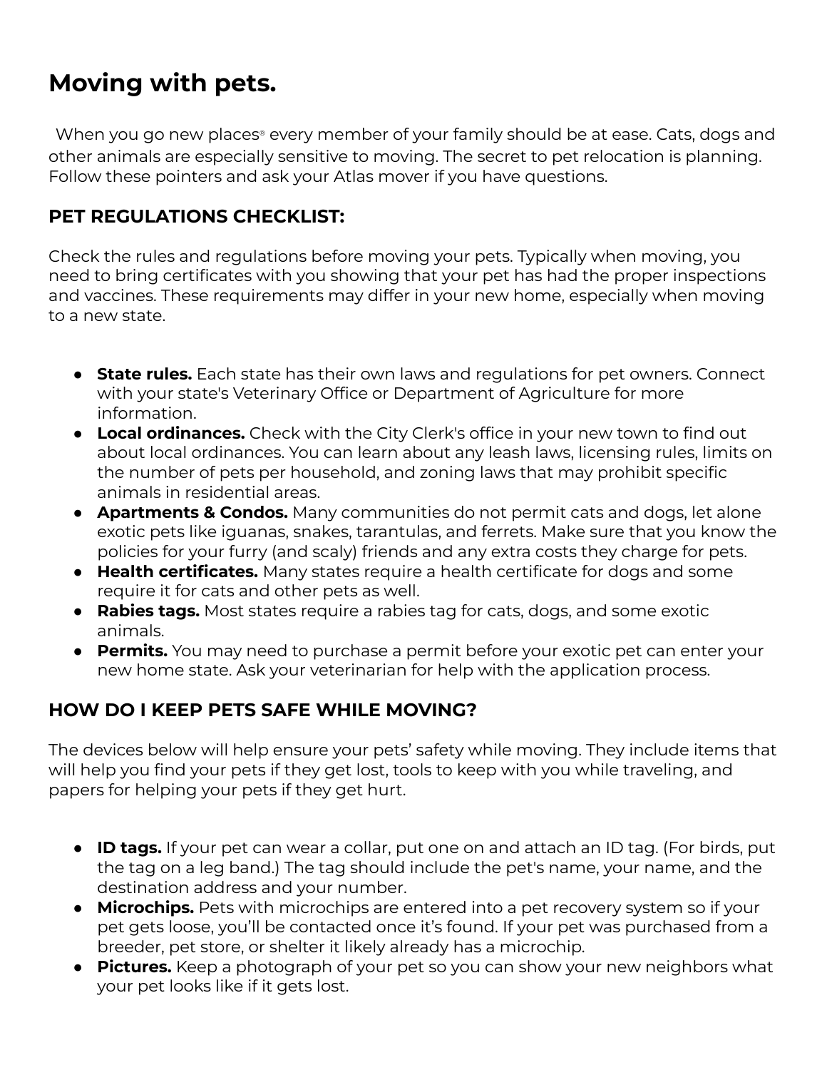# Moving with pets.

When you go new places® every member of your family should be at ease. Cats, dogs and other animals are especially sensitive to moving. The secret to pet relocation is planning. Follow these pointers and ask your Atlas mover if you have questions.

## PET REGULATIONS CHECKLIST:

Check the rules and regulations before moving your pets. Typically when moving, you need to bring certificates with you showing that your pet has had the proper inspections and vaccines. These requirements may differ in your new home, especially when moving to a new state.

- **State rules.** Each state has their own laws and regulations for pet owners. Connect with your state's Veterinary Office or Department of Agriculture for more information.
- **Local ordinances.** Check with the City Clerk's office in your new town to find out about local ordinances. You can learn about any leash laws, licensing rules, limits on the number of pets per household, and zoning laws that may prohibit specific animals in residential areas.
- **Apartments & Condos.** Many communities do not permit cats and dogs, let alone exotic pets like iguanas, snakes, tarantulas, and ferrets. Make sure that you know the policies for your furry (and scaly) friends and any extra costs they charge for pets.
- **Health certificates.** Many states require a health certificate for dogs and some require it for cats and other pets as well.
- **Rabies tags.** Most states require a rabies tag for cats, dogs, and some exotic animals.
- **Permits.** You may need to purchase a permit before your exotic pet can enter your new home state. Ask your veterinarian for help with the application process.

## HOW DO I KEEP PETS SAFE WHILE MOVING?

The devices below will help ensure your pets' safety while moving. They include items that will help you find your pets if they get lost, tools to keep with you while traveling, and papers for helping your pets if they get hurt.

- **ID tags.** If your pet can wear a collar, put one on and attach an ID tag. (For birds, put the tag on a leg band.) The tag should include the pet's name, your name, and the destination address and your number.
- **Microchips.** Pets with microchips are entered into a pet recovery system so if your pet gets loose, you'll be contacted once it's found. If your pet was purchased from a breeder, pet store, or shelter it likely already has a microchip.
- **Pictures.** Keep a photograph of your pet so you can show your new neighbors what your pet looks like if it gets lost.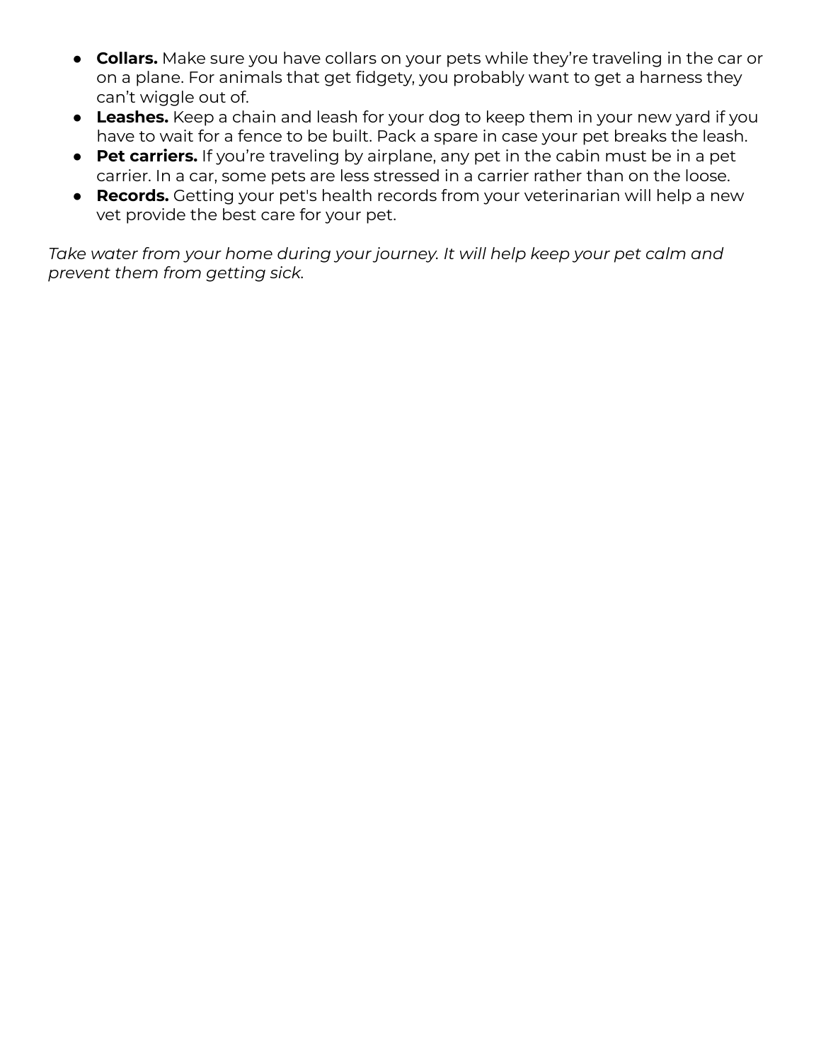- **Collars.** Make sure you have collars on your pets while they're traveling in the car or on a plane. For animals that get fidgety, you probably want to get a harness they can't wiggle out of.
- **Leashes.** Keep a chain and leash for your dog to keep them in your new yard if you have to wait for a fence to be built. Pack a spare in case your pet breaks the leash.
- **Pet carriers.** If you're traveling by airplane, any pet in the cabin must be in a pet carrier. In a car, some pets are less stressed in a carrier rather than on the loose.
- **Records.** Getting your pet's health records from your veterinarian will help a new vet provide the best care for your pet.

*Take water from your home during your journey. It will help keep your pet calm and prevent them from getting sick.*